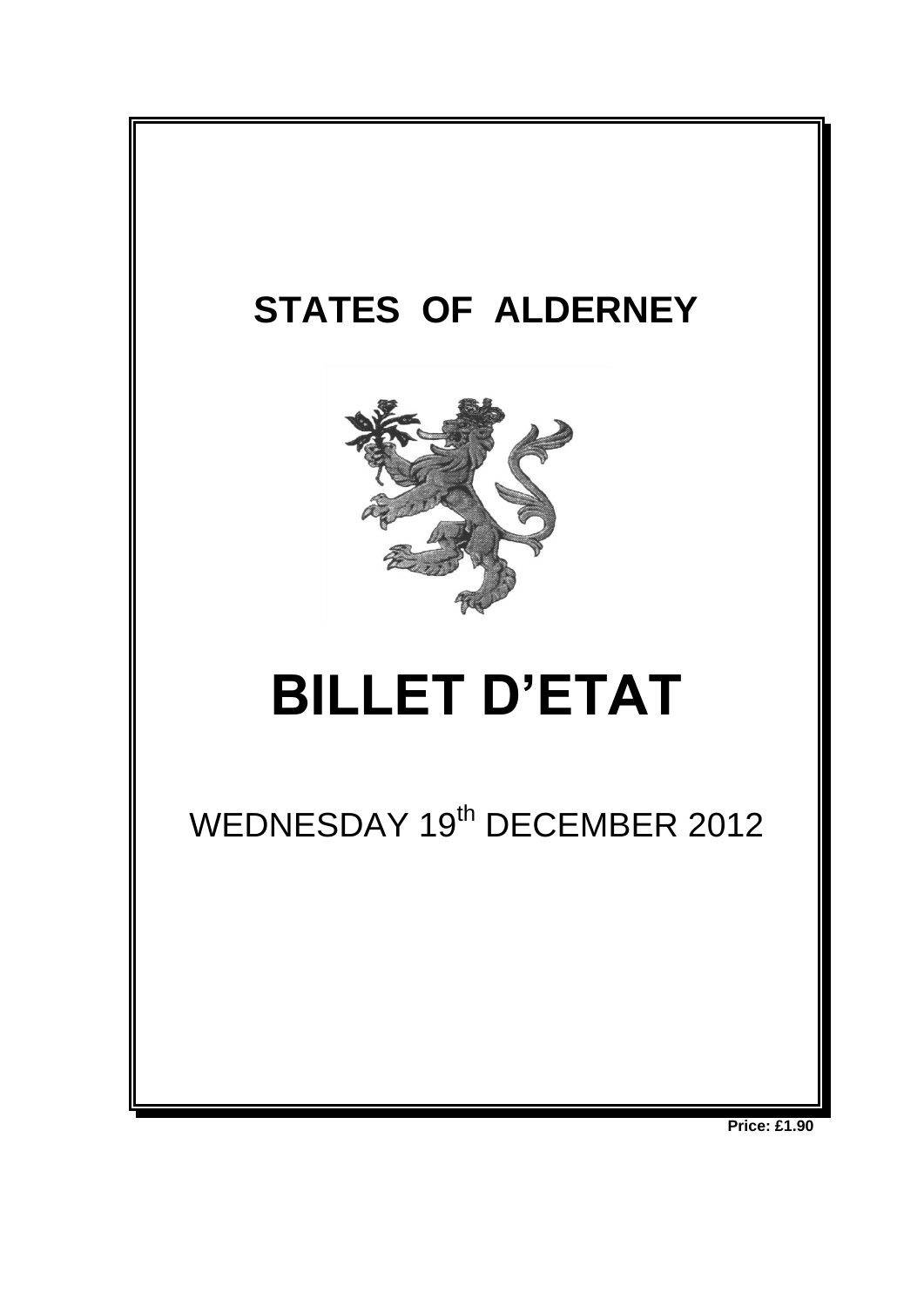# STATES OF ALDERNEY

# BILLET D'ETAT

WEDNESDAY 19th DECEMBER 2012

**Price: £1.90**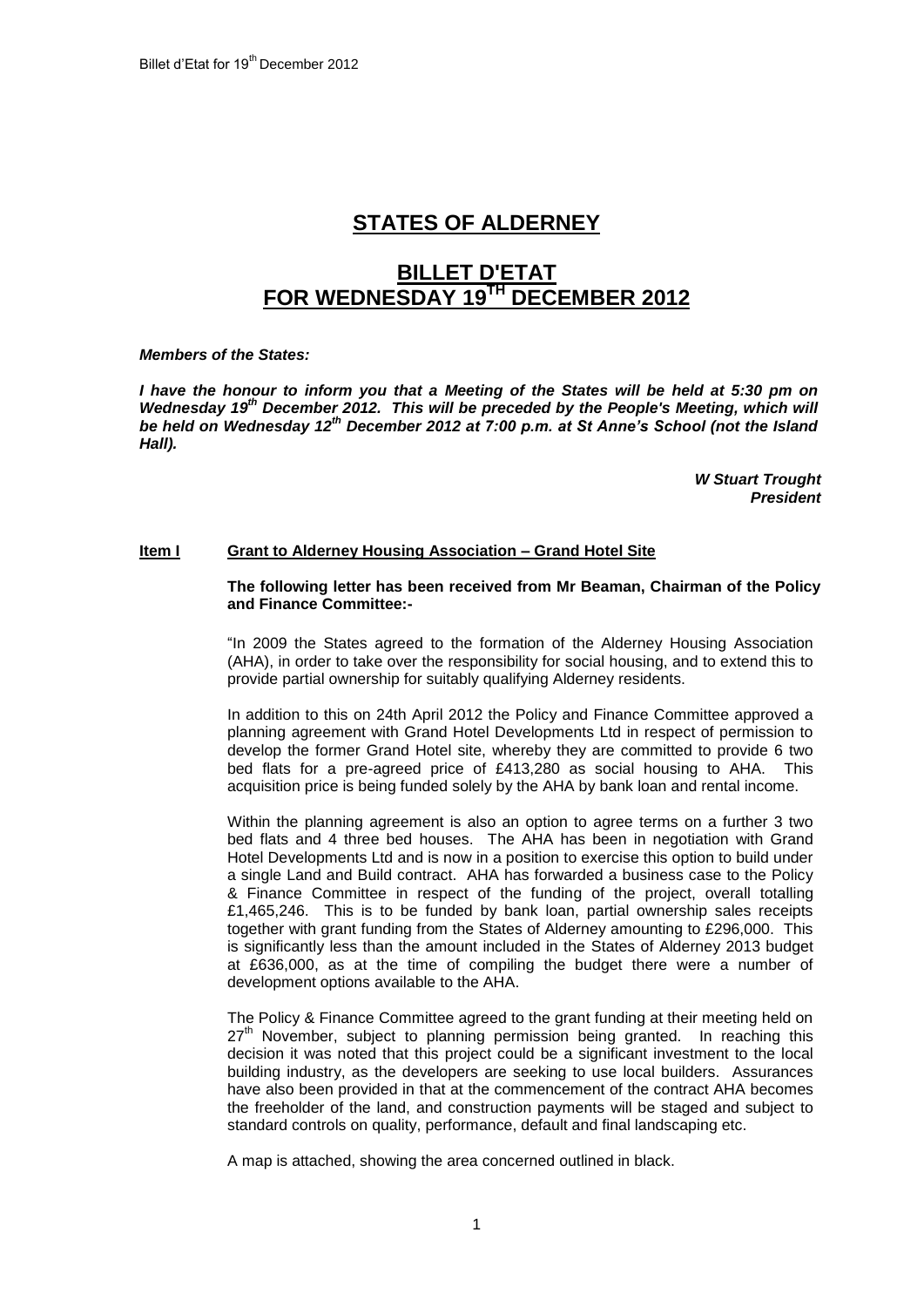# STATES OF ALDERNEY

# BILLET D'ETAT FOR WEDNESDAY 19TH DECEMBER 2012

***Members of the States:***

***I have the honour to inform you that a Meeting of the States will be held at 5:30 pm on Wednesday 19th December 2012. This will be preceded by the People's Meeting, which will be held on Wednesday 12th December 2012 at 7:00 p.m. at St Anne's School (not the Island Hall).***

***W Stuart Trought***
***President***

**Item I** **Grant to Alderney Housing Association – Grand Hotel Site**

**The following letter has been received from Mr Beaman, Chairman of the Policy and Finance Committee:-**

"In 2009 the States agreed to the formation of the Alderney Housing Association (AHA), in order to take over the responsibility for social housing, and to extend this to provide partial ownership for suitably qualifying Alderney residents.

In addition to this on 24th April 2012 the Policy and Finance Committee approved a planning agreement with Grand Hotel Developments Ltd in respect of permission to develop the former Grand Hotel site, whereby they are committed to provide 6 two bed flats for a pre-agreed price of £413,280 as social housing to AHA. This acquisition price is being funded solely by the AHA by bank loan and rental income.

Within the planning agreement is also an option to agree terms on a further 3 two bed flats and 4 three bed houses. The AHA has been in negotiation with Grand Hotel Developments Ltd and is now in a position to exercise this option to build under a single Land and Build contract. AHA has forwarded a business case to the Policy & Finance Committee in respect of the funding of the project, overall totalling £1,465,246. This is to be funded by bank loan, partial ownership sales receipts together with grant funding from the States of Alderney amounting to £296,000. This is significantly less than the amount included in the States of Alderney 2013 budget at £636,000, as at the time of compiling the budget there were a number of development options available to the AHA.

The Policy & Finance Committee agreed to the grant funding at their meeting held on 27th November, subject to planning permission being granted. In reaching this decision it was noted that this project could be a significant investment to the local building industry, as the developers are seeking to use local builders. Assurances have also been provided in that at the commencement of the contract AHA becomes the freeholder of the land, and construction payments will be staged and subject to standard controls on quality, performance, default and final landscaping etc.

A map is attached, showing the area concerned outlined in black.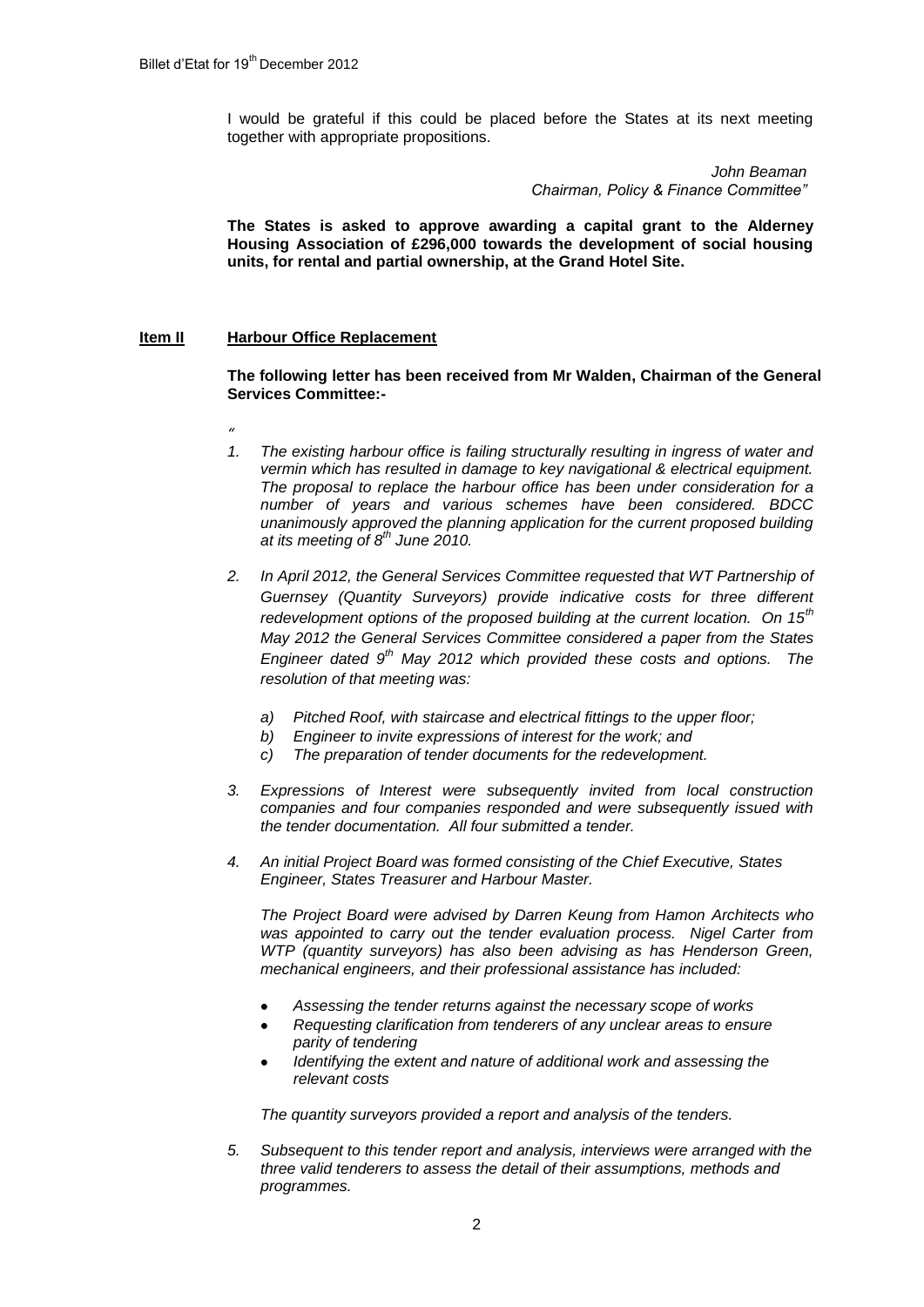I would be grateful if this could be placed before the States at its next meeting together with appropriate propositions.

*John Beaman*
*Chairman, Policy & Finance Committee"*

**The States is asked to approve awarding a capital grant to the Alderney Housing Association of £296,000 towards the development of social housing units, for rental and partial ownership, at the Grand Hotel Site.**

**Item II** **Harbour Office Replacement**

**The following letter has been received from Mr Walden, Chairman of the General Services Committee:-**

"

1. *The existing harbour office is failing structurally resulting in ingress of water and vermin which has resulted in damage to key navigational & electrical equipment. The proposal to replace the harbour office has been under consideration for a number of years and various schemes have been considered. BDCC unanimously approved the planning application for the current proposed building at its meeting of 8th June 2010.*

2. *In April 2012, the General Services Committee requested that WT Partnership of Guernsey (Quantity Surveyors) provide indicative costs for three different redevelopment options of the proposed building at the current location. On 15th May 2012 the General Services Committee considered a paper from the States Engineer dated 9th May 2012 which provided these costs and options. The resolution of that meeting was:*

    a) *Pitched Roof, with staircase and electrical fittings to the upper floor;*
    b) *Engineer to invite expressions of interest for the work; and*
    c) *The preparation of tender documents for the redevelopment.*

3. *Expressions of Interest were subsequently invited from local construction companies and four companies responded and were subsequently issued with the tender documentation. All four submitted a tender.*

4. *An initial Project Board was formed consisting of the Chief Executive, States Engineer, States Treasurer and Harbour Master.*

    *The Project Board were advised by Darren Keung from Hamon Architects who was appointed to carry out the tender evaluation process. Nigel Carter from WTP (quantity surveyors) has also been advising as has Henderson Green, mechanical engineers, and their professional assistance has included:*

    - *Assessing the tender returns against the necessary scope of works*
    - *Requesting clarification from tenderers of any unclear areas to ensure parity of tendering*
    - *Identifying the extent and nature of additional work and assessing the relevant costs*

    *The quantity surveyors provided a report and analysis of the tenders.*

5. *Subsequent to this tender report and analysis, interviews were arranged with the three valid tenderers to assess the detail of their assumptions, methods and programmes.*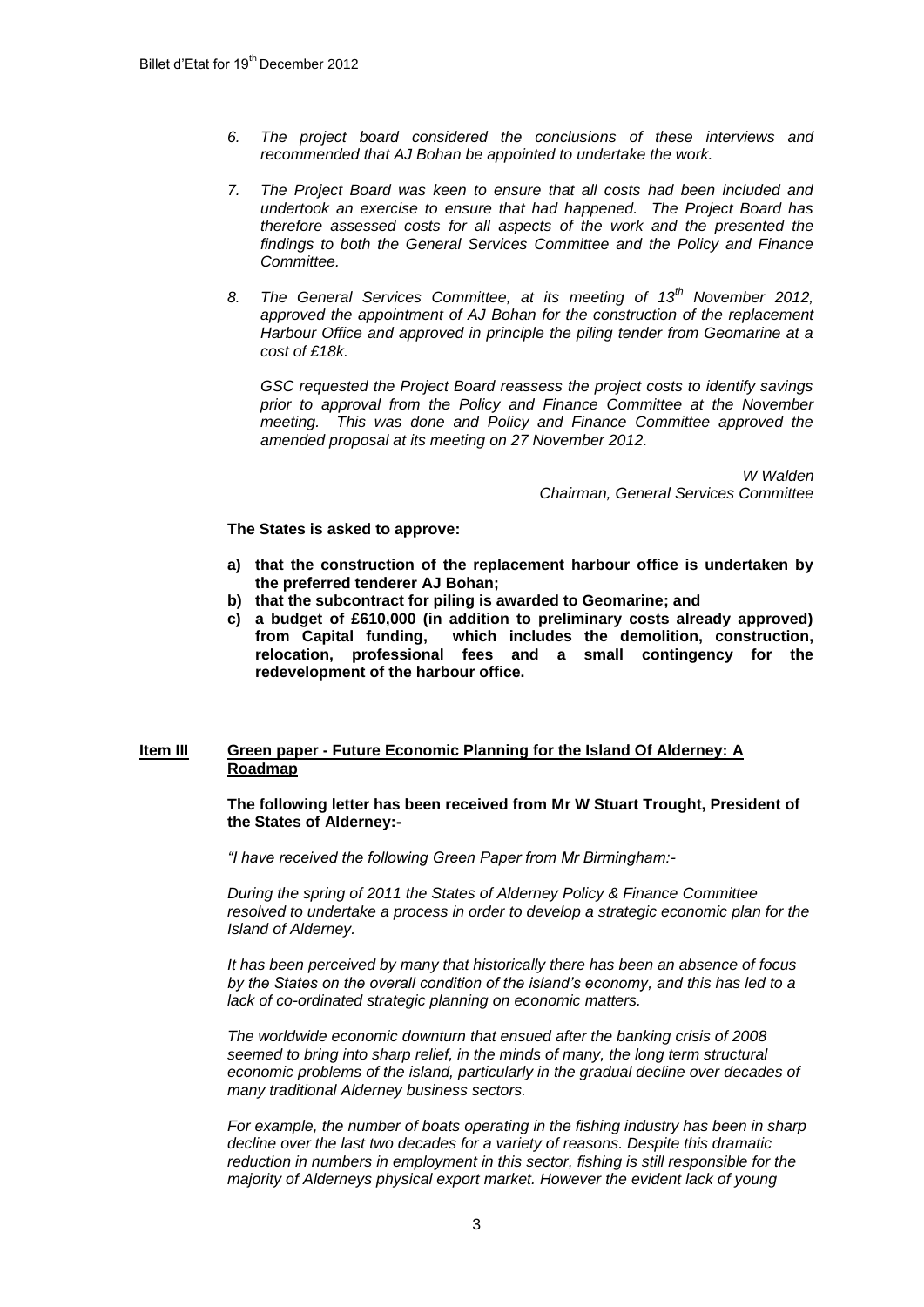6. *The project board considered the conclusions of these interviews and recommended that AJ Bohan be appointed to undertake the work.*

7. *The Project Board was keen to ensure that all costs had been included and undertook an exercise to ensure that had happened. The Project Board has therefore assessed costs for all aspects of the work and the presented the findings to both the General Services Committee and the Policy and Finance Committee.*

8. *The General Services Committee, at its meeting of 13th November 2012, approved the appointment of AJ Bohan for the construction of the replacement Harbour Office and approved in principle the piling tender from Geomarine at a cost of £18k.*

   *GSC requested the Project Board reassess the project costs to identify savings prior to approval from the Policy and Finance Committee at the November meeting. This was done and Policy and Finance Committee approved the amended proposal at its meeting on 27 November 2012.*

*W Walden*
*Chairman, General Services Committee*

**The States is asked to approve:**

**a) that the construction of the replacement harbour office is undertaken by the preferred tenderer AJ Bohan;**
**b) that the subcontract for piling is awarded to Geomarine; and**
**c) a budget of £610,000 (in addition to preliminary costs already approved) from Capital funding, which includes the demolition, construction, relocation, professional fees and a small contingency for the redevelopment of the harbour office.**

## Item III Green paper - Future Economic Planning for the Island Of Alderney: A Roadmap

**The following letter has been received from Mr W Stuart Trought, President of the States of Alderney:-**

*"I have received the following Green Paper from Mr Birmingham:-*

*During the spring of 2011 the States of Alderney Policy & Finance Committee resolved to undertake a process in order to develop a strategic economic plan for the Island of Alderney.*

*It has been perceived by many that historically there has been an absence of focus by the States on the overall condition of the island's economy, and this has led to a lack of co-ordinated strategic planning on economic matters.*

*The worldwide economic downturn that ensued after the banking crisis of 2008 seemed to bring into sharp relief, in the minds of many, the long term structural economic problems of the island, particularly in the gradual decline over decades of many traditional Alderney business sectors.*

*For example, the number of boats operating in the fishing industry has been in sharp decline over the last two decades for a variety of reasons. Despite this dramatic reduction in numbers in employment in this sector, fishing is still responsible for the majority of Alderneys physical export market. However the evident lack of young*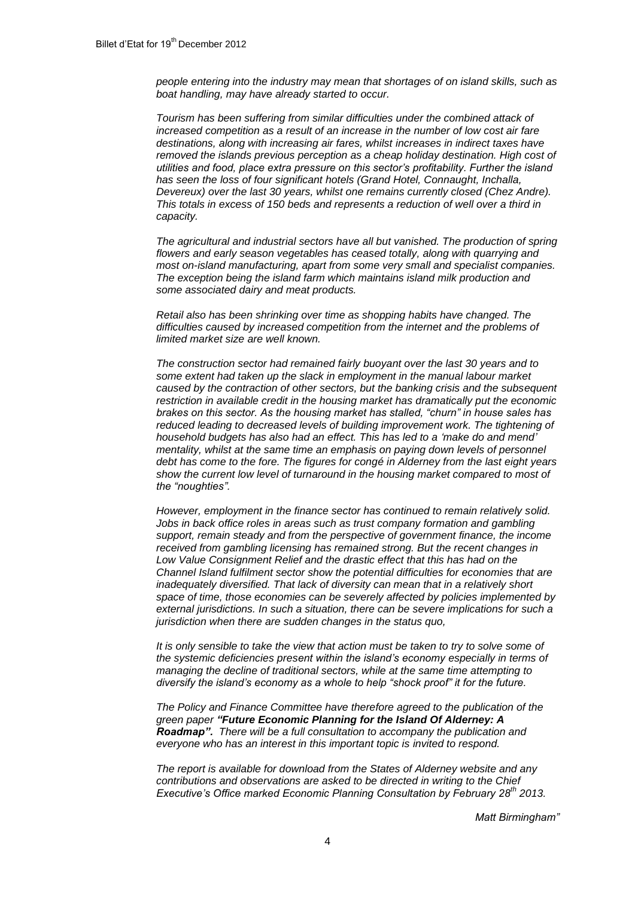*people entering into the industry may mean that shortages of on island skills, such as boat handling, may have already started to occur.*

*Tourism has been suffering from similar difficulties under the combined attack of increased competition as a result of an increase in the number of low cost air fare destinations, along with increasing air fares, whilst increases in indirect taxes have removed the islands previous perception as a cheap holiday destination. High cost of utilities and food, place extra pressure on this sector's profitability. Further the island has seen the loss of four significant hotels (Grand Hotel, Connaught, Inchalla, Devereux) over the last 30 years, whilst one remains currently closed (Chez Andre). This totals in excess of 150 beds and represents a reduction of well over a third in capacity.*

*The agricultural and industrial sectors have all but vanished. The production of spring flowers and early season vegetables has ceased totally, along with quarrying and most on-island manufacturing, apart from some very small and specialist companies. The exception being the island farm which maintains island milk production and some associated dairy and meat products.*

*Retail also has been shrinking over time as shopping habits have changed. The difficulties caused by increased competition from the internet and the problems of limited market size are well known.*

*The construction sector had remained fairly buoyant over the last 30 years and to some extent had taken up the slack in employment in the manual labour market caused by the contraction of other sectors, but the banking crisis and the subsequent restriction in available credit in the housing market has dramatically put the economic brakes on this sector. As the housing market has stalled, "churn" in house sales has reduced leading to decreased levels of building improvement work. The tightening of household budgets has also had an effect. This has led to a 'make do and mend' mentality, whilst at the same time an emphasis on paying down levels of personnel debt has come to the fore. The figures for congé in Alderney from the last eight years show the current low level of turnaround in the housing market compared to most of the "noughties".*

*However, employment in the finance sector has continued to remain relatively solid. Jobs in back office roles in areas such as trust company formation and gambling support, remain steady and from the perspective of government finance, the income received from gambling licensing has remained strong. But the recent changes in Low Value Consignment Relief and the drastic effect that this has had on the Channel Island fulfilment sector show the potential difficulties for economies that are inadequately diversified. That lack of diversity can mean that in a relatively short space of time, those economies can be severely affected by policies implemented by external jurisdictions. In such a situation, there can be severe implications for such a jurisdiction when there are sudden changes in the status quo,*

*It is only sensible to take the view that action must be taken to try to solve some of the systemic deficiencies present within the island's economy especially in terms of managing the decline of traditional sectors, while at the same time attempting to diversify the island's economy as a whole to help "shock proof" it for the future.*

*The Policy and Finance Committee have therefore agreed to the publication of the green paper **"Future Economic Planning for the Island Of Alderney: A Roadmap".** There will be a full consultation to accompany the publication and everyone who has an interest in this important topic is invited to respond.*

*The report is available for download from the States of Alderney website and any contributions and observations are asked to be directed in writing to the Chief Executive's Office marked Economic Planning Consultation by February 28th 2013.*

*Matt Birmingham"*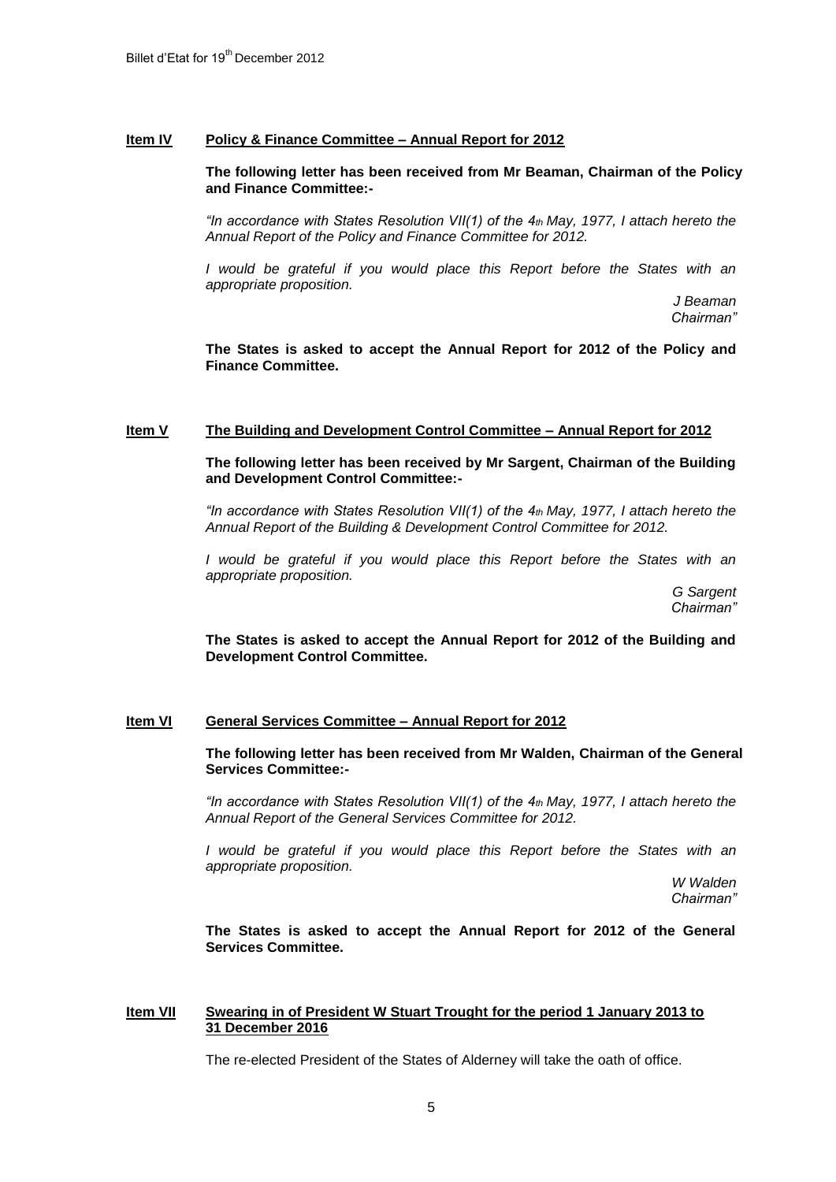**Item IV Policy & Finance Committee – Annual Report for 2012**

**The following letter has been received from Mr Beaman, Chairman of the Policy and Finance Committee:-**

*"In accordance with States Resolution VII(1) of the 4th May, 1977, I attach hereto the Annual Report of the Policy and Finance Committee for 2012.*

*I would be grateful if you would place this Report before the States with an appropriate proposition.*

*J Beaman*
*Chairman"*

**The States is asked to accept the Annual Report for 2012 of the Policy and Finance Committee.**

**Item V The Building and Development Control Committee – Annual Report for 2012**

**The following letter has been received by Mr Sargent, Chairman of the Building and Development Control Committee:-**

*"In accordance with States Resolution VII(1) of the 4th May, 1977, I attach hereto the Annual Report of the Building & Development Control Committee for 2012.*

*I would be grateful if you would place this Report before the States with an appropriate proposition.*

*G Sargent*
*Chairman"*

**The States is asked to accept the Annual Report for 2012 of the Building and Development Control Committee.**

**Item VI General Services Committee – Annual Report for 2012**

**The following letter has been received from Mr Walden, Chairman of the General Services Committee:-**

*"In accordance with States Resolution VII(1) of the 4th May, 1977, I attach hereto the Annual Report of the General Services Committee for 2012.*

*I would be grateful if you would place this Report before the States with an appropriate proposition.*

*W Walden*
*Chairman"*

**The States is asked to accept the Annual Report for 2012 of the General Services Committee.**

**Item VII Swearing in of President W Stuart Trought for the period 1 January 2013 to 31 December 2016**

The re-elected President of the States of Alderney will take the oath of office.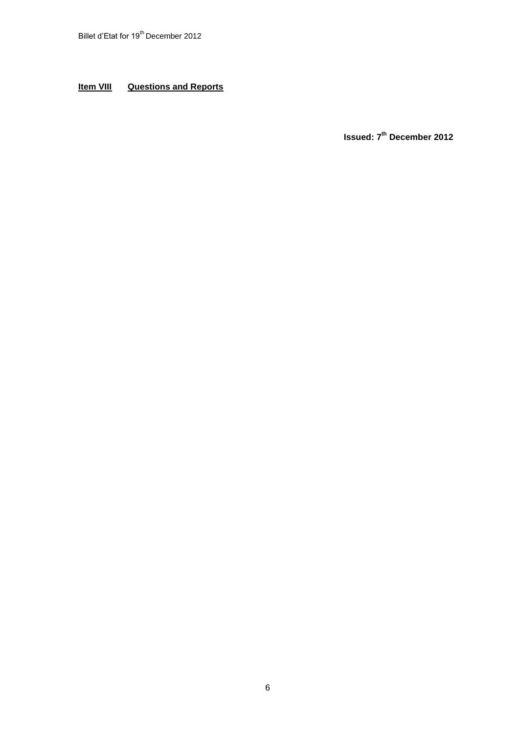**Item VIII Questions and Reports**

**Issued: 7th December 2012**